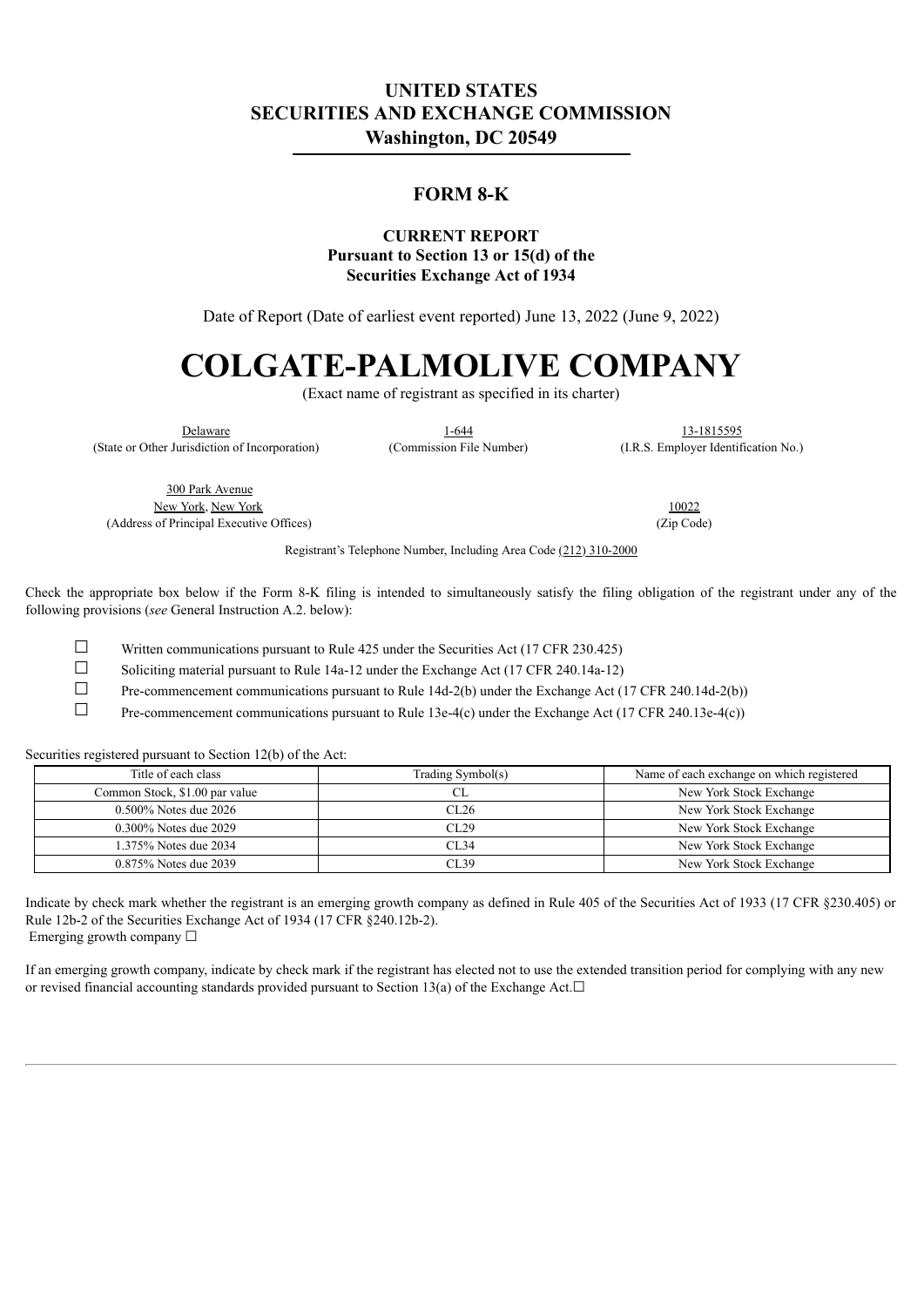# UNITED STATES
# SECURITIES AND EXCHANGE COMMISSION
## Washington, DC 20549

## FORM 8-K

### CURRENT REPORT
### Pursuant to Section 13 or 15(d) of the Securities Exchange Act of 1934

Date of Report (Date of earliest event reported) June 13, 2022 (June 9, 2022)

# COLGATE-PALMOLIVE COMPANY

(Exact name of registrant as specified in its charter)

| Delaware | 1-644 | 13-1815595 |
|---|---|---|
| (State or Other Jurisdiction of Incorporation) | (Commission File Number) | (I.R.S. Employer Identification No.) |

| 300 Park Avenue<br>New York, New York | 10022 |
|---|---|
| (Address of Principal Executive Offices) | (Zip Code) |

Registrant's Telephone Number, Including Area Code (212) 310-2000

Check the appropriate box below if the Form 8-K filing is intended to simultaneously satisfy the filing obligation of the registrant under any of the following provisions (*see* General Instruction A.2. below):

☐ Written communications pursuant to Rule 425 under the Securities Act (17 CFR 230.425)

☐ Soliciting material pursuant to Rule 14a-12 under the Exchange Act (17 CFR 240.14a-12)

☐ Pre-commencement communications pursuant to Rule 14d-2(b) under the Exchange Act (17 CFR 240.14d-2(b))

☐ Pre-commencement communications pursuant to Rule 13e-4(c) under the Exchange Act (17 CFR 240.13e-4(c))

Securities registered pursuant to Section 12(b) of the Act:

| Title of each class | Trading Symbol(s) | Name of each exchange on which registered |
|---|---|---|
| Common Stock, $1.00 par value | CL | New York Stock Exchange |
| 0.500% Notes due 2026 | CL26 | New York Stock Exchange |
| 0.300% Notes due 2029 | CL29 | New York Stock Exchange |
| 1.375% Notes due 2034 | CL34 | New York Stock Exchange |
| 0.875% Notes due 2039 | CL39 | New York Stock Exchange |

Indicate by check mark whether the registrant is an emerging growth company as defined in Rule 405 of the Securities Act of 1933 (17 CFR §230.405) or Rule 12b-2 of the Securities Exchange Act of 1934 (17 CFR §240.12b-2).
Emerging growth company ☐

If an emerging growth company, indicate by check mark if the registrant has elected not to use the extended transition period for complying with any new or revised financial accounting standards provided pursuant to Section 13(a) of the Exchange Act.☐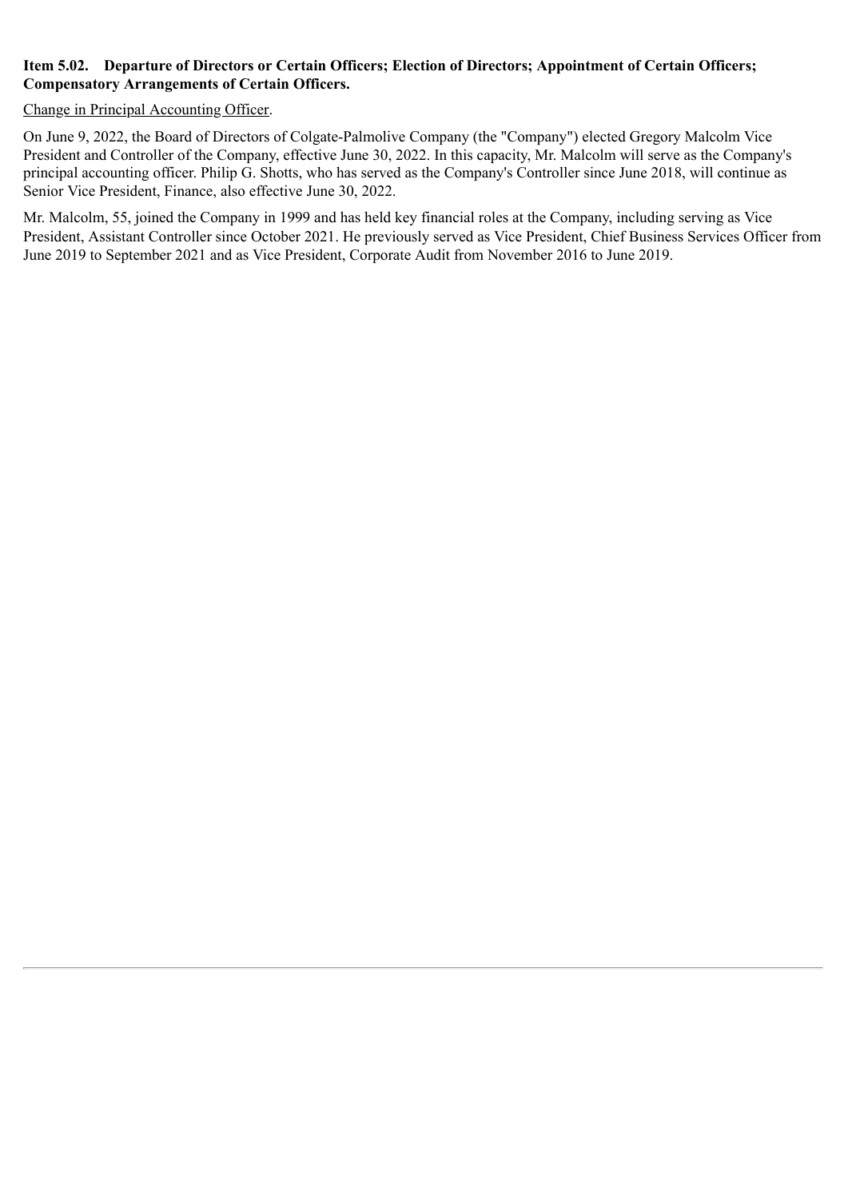**Item 5.02. Departure of Directors or Certain Officers; Election of Directors; Appointment of Certain Officers; Compensatory Arrangements of Certain Officers.**

Change in Principal Accounting Officer.

On June 9, 2022, the Board of Directors of Colgate-Palmolive Company (the "Company") elected Gregory Malcolm Vice President and Controller of the Company, effective June 30, 2022. In this capacity, Mr. Malcolm will serve as the Company's principal accounting officer. Philip G. Shotts, who has served as the Company's Controller since June 2018, will continue as Senior Vice President, Finance, also effective June 30, 2022.

Mr. Malcolm, 55, joined the Company in 1999 and has held key financial roles at the Company, including serving as Vice President, Assistant Controller since October 2021. He previously served as Vice President, Chief Business Services Officer from June 2019 to September 2021 and as Vice President, Corporate Audit from November 2016 to June 2019.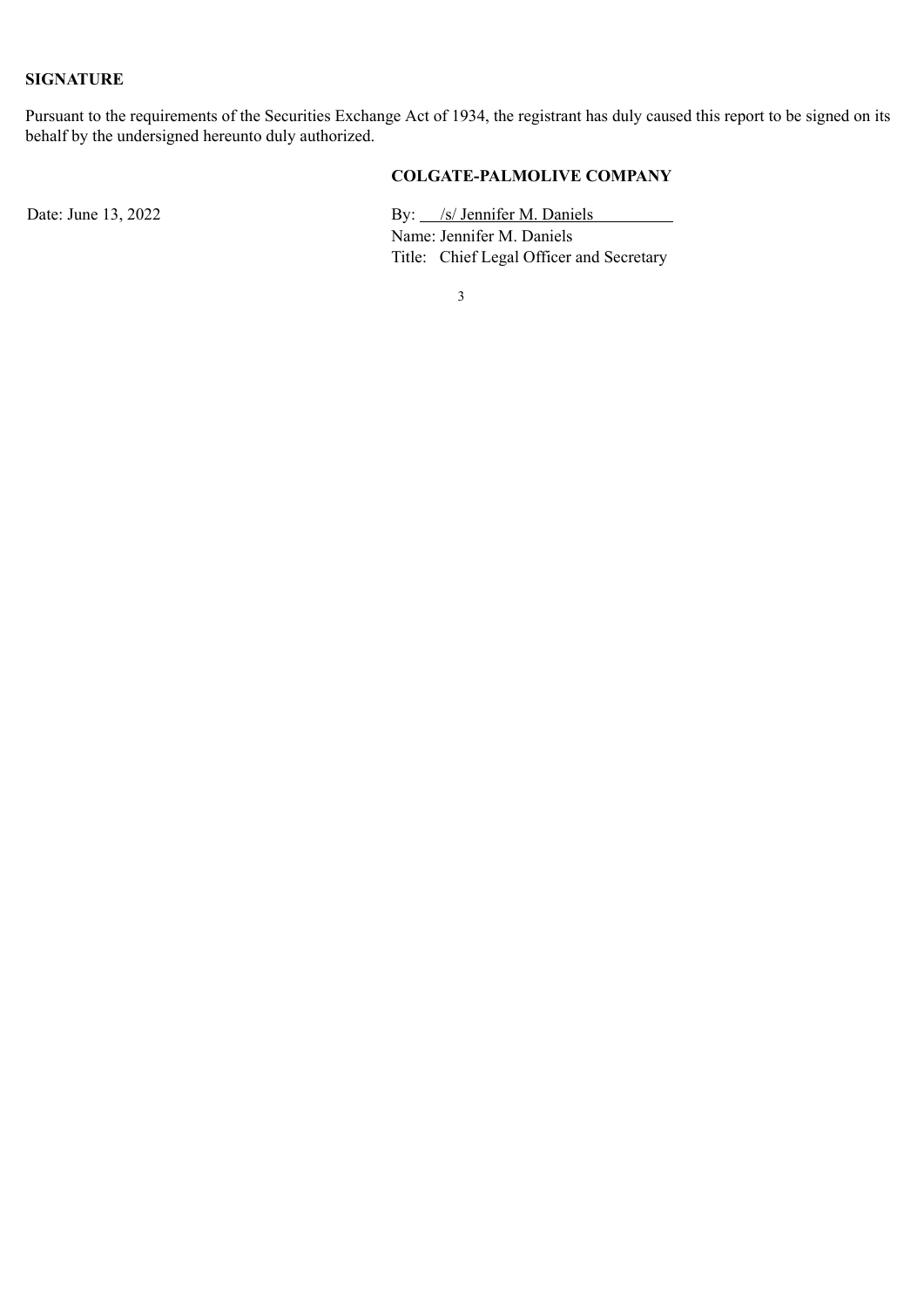**SIGNATURE**

Pursuant to the requirements of the Securities Exchange Act of 1934, the registrant has duly caused this report to be signed on its behalf by the undersigned hereunto duly authorized.

**COLGATE-PALMOLIVE COMPANY**

Date: June 13, 2022

By: /s/ Jennifer M. Daniels
Name: Jennifer M. Daniels
Title: Chief Legal Officer and Secretary